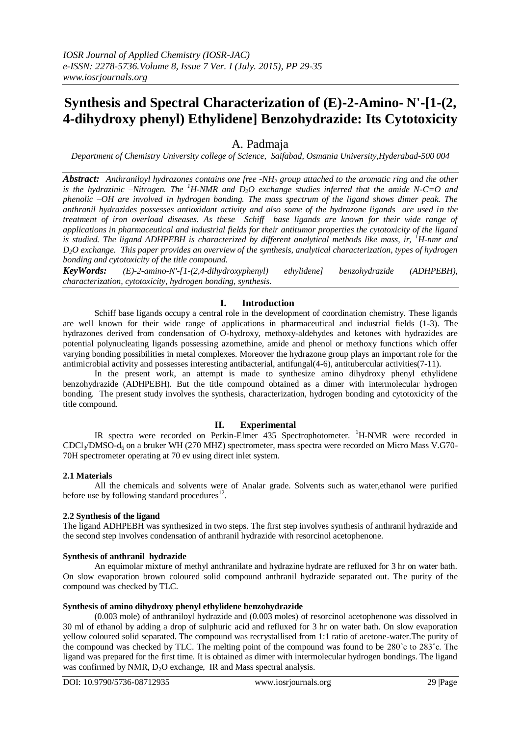# Synthesis and Spectral Characterization of (E)-2-Amino- N'-[1-(2, 4-dihydroxy phenyl) Ethylidene] Benzohydrazide: Its Cytotoxicity

A. Padmaja

*Department of Chemistry University college of Science, Saifabad, Osmania University,Hyderabad-500 004*

***Abstract:*** *Anthraniloyl hydrazones contains one free -$NH_2$ group attached to the aromatic ring and the other is the hydrazinic –Nitrogen. The $^1$H-NMR and $D_2O$ exchange studies inferred that the amide N-C=O and phenolic –OH are involved in hydrogen bonding. The mass spectrum of the ligand shows dimer peak. The anthranil hydrazides possesses antioxidant activity and also some of the hydrazone ligands are used in the treatment of iron overload diseases. As these Schiff base ligands are known for their wide range of applications in pharmaceutical and industrial fields for their antitumor properties the cytotoxicity of the ligand is studied. The ligand ADHPEBH is characterized by different analytical methods like mass, ir, $^1$H-nmr and $D_2O$ exchange. This paper provides an overview of the synthesis, analytical characterization, types of hydrogen bonding and cytotoxicity of the title compound.*

***KeyWords:*** *(E)-2-amino-N'-[1-(2,4-dihydroxyphenyl) ethylidene] benzohydrazide (ADHPEBH), characterization, cytotoxicity, hydrogen bonding, synthesis.*

## I. Introduction

Schiff base ligands occupy a central role in the development of coordination chemistry. These ligands are well known for their wide range of applications in pharmaceutical and industrial fields (1-3). The hydrazones derived from condensation of O-hydroxy, methoxy-aldehydes and ketones with hydrazides are potential polynucleating ligands possessing azomethine, amide and phenol or methoxy functions which offer varying bonding possibilities in metal complexes. Moreover the hydrazone group plays an important role for the antimicrobial activity and possesses interesting antibacterial, antifungal(4-6), antitubercular activities(7-11).

In the present work, an attempt is made to synthesize amino dihydroxy phenyl ethylidene benzohydrazide (ADHPEBH). But the title compound obtained as a dimer with intermolecular hydrogen bonding. The present study involves the synthesis, characterization, hydrogen bonding and cytotoxicity of the title compound.

## II. Experimental

IR spectra were recorded on Perkin-Elmer 435 Spectrophotometer. $^1$H-NMR were recorded in $CDCl_3$/DMSO-$d_6$ on a bruker WH (270 MHZ) spectrometer, mass spectra were recorded on Micro Mass V.G70-70H spectrometer operating at 70 ev using direct inlet system.

### 2.1 Materials

All the chemicals and solvents were of Analar grade. Solvents such as water,ethanol were purified before use by following standard procedures[12].

### 2.2 Synthesis of the ligand

The ligand ADHPEBH was synthesized in two steps. The first step involves synthesis of anthranil hydrazide and the second step involves condensation of anthranil hydrazide with resorcinol acetophenone.

#### Synthesis of anthranil hydrazide

An equimolar mixture of methyl anthranilate and hydrazine hydrate are refluxed for 3 hr on water bath. On slow evaporation brown coloured solid compound anthranil hydrazide separated out. The purity of the compound was checked by TLC.

#### Synthesis of amino dihydroxy phenyl ethylidene benzohydrazide

(0.003 mole) of anthraniloyl hydrazide and (0.003 moles) of resorcinol acetophenone was dissolved in 30 ml of ethanol by adding a drop of sulphuric acid and refluxed for 3 hr on water bath. On slow evaporation yellow coloured solid separated. The compound was recrystallised from 1:1 ratio of acetone-water.The purity of the compound was checked by TLC. The melting point of the compound was found to be 280˚c to 283˚c. The ligand was prepared for the first time. It is obtained as dimer with intermolecular hydrogen bondings. The ligand was confirmed by NMR, $D_2O$ exchange, IR and Mass spectral analysis.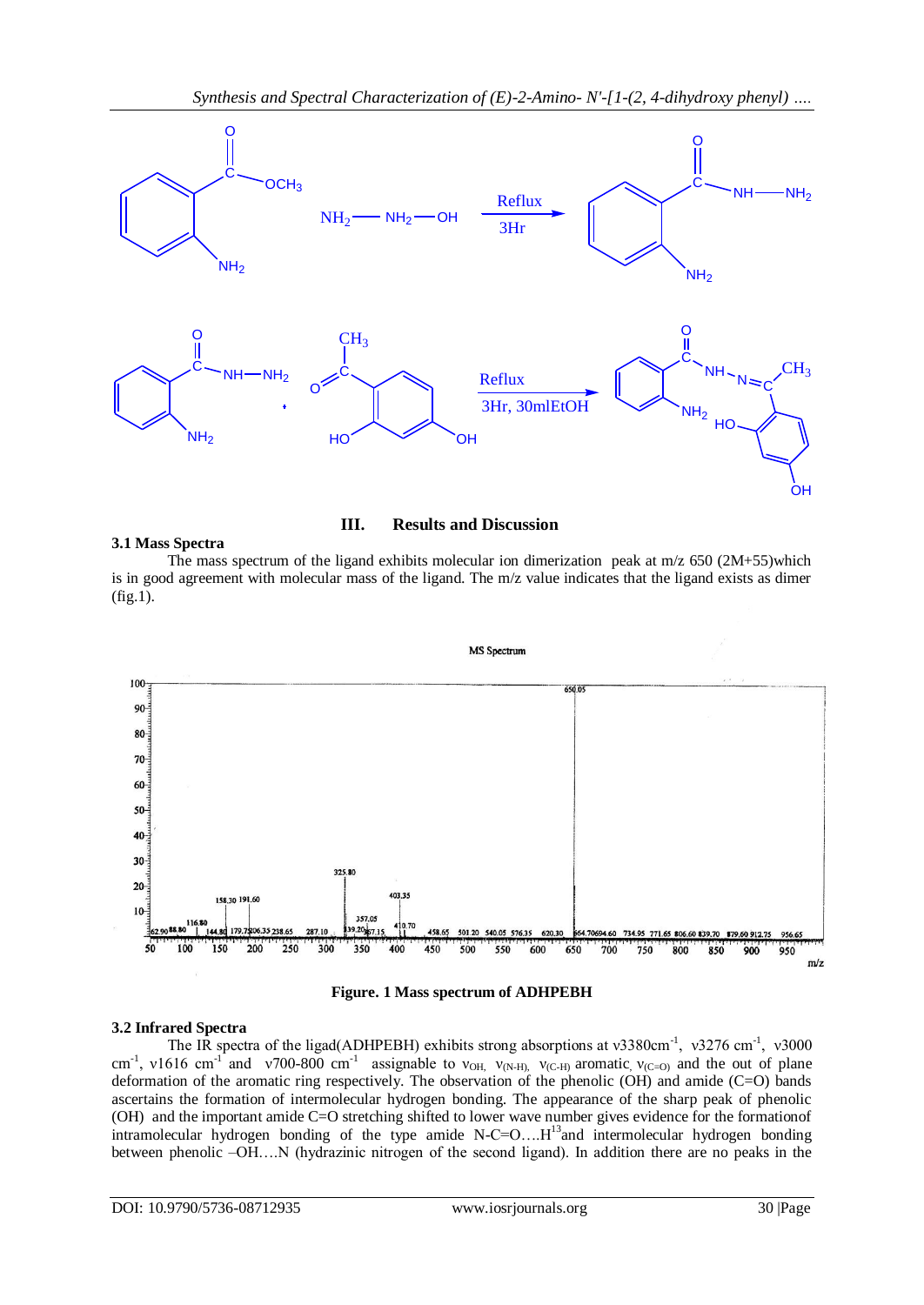## III. Results and Discussion

### 3.1 Mass Spectra

The mass spectrum of the ligand exhibits molecular ion dimerization peak at m/z 650 (2M+55)which is in good agreement with molecular mass of the ligand. The m/z value indicates that the ligand exists as dimer (fig.1).

**Figure. 1 Mass spectrum of ADHPEBH**

### 3.2 Infrared Spectra

The IR spectra of the ligad(ADHPEBH) exhibits strong absorptions at ν3380cm$^{-1}$, ν3276 cm$^{-1}$, ν3000 cm$^{-1}$, ν1616 cm$^{-1}$ and ν700-800 cm$^{-1}$ assignable to $\nu_{OH}$, $\nu_{(N\text{-}H)}$, $\nu_{(C\text{-}H)}$ aromatic, $\nu_{(C=O)}$ and the out of plane deformation of the aromatic ring respectively. The observation of the phenolic (OH) and amide (C=O) bands ascertains the formation of intermolecular hydrogen bonding. The appearance of the sharp peak of phenolic (OH) and the important amide C=O stretching shifted to lower wave number gives evidence for the formationof intramolecular hydrogen bonding of the type amide N-C=O….H[13]and intermolecular hydrogen bonding between phenolic –OH….N (hydrazinic nitrogen of the second ligand). In addition there are no peaks in the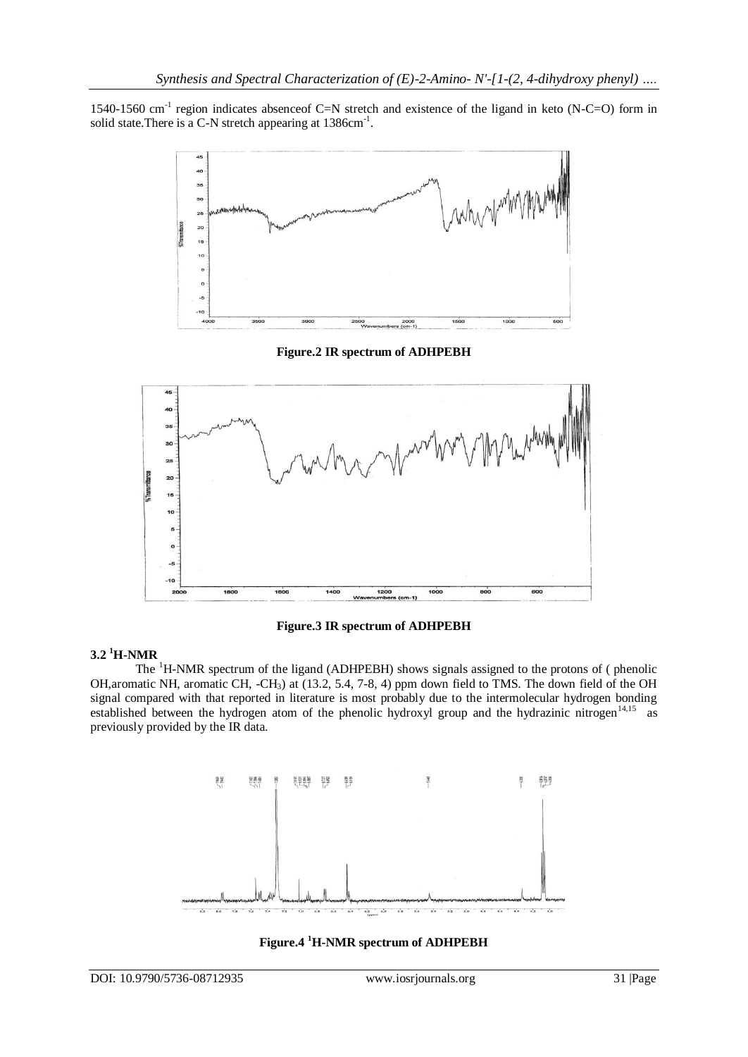1540-1560 $cm^{-1}$ region indicates absenceof C=N stretch and existence of the ligand in keto (N-C=O) form in solid state.There is a C-N stretch appearing at 1386$cm^{-1}$.

**Figure.2 IR spectrum of ADHPEBH**

**Figure.3 IR spectrum of ADHPEBH**

### 3.2 $^{1}$H-NMR

The $^{1}$H-NMR spectrum of the ligand (ADHPEBH) shows signals assigned to the protons of ( phenolic OH,aromatic NH, aromatic CH, $-CH_3$) at (13.2, 5.4, 7-8, 4) ppm down field to TMS. The down field of the OH signal compared with that reported in literature is most probably due to the intermolecular hydrogen bonding established between the hydrogen atom of the phenolic hydroxyl group and the hydrazinic nitrogen[14,15] as previously provided by the IR data.

**Figure.4 $^{1}$H-NMR spectrum of ADHPEBH**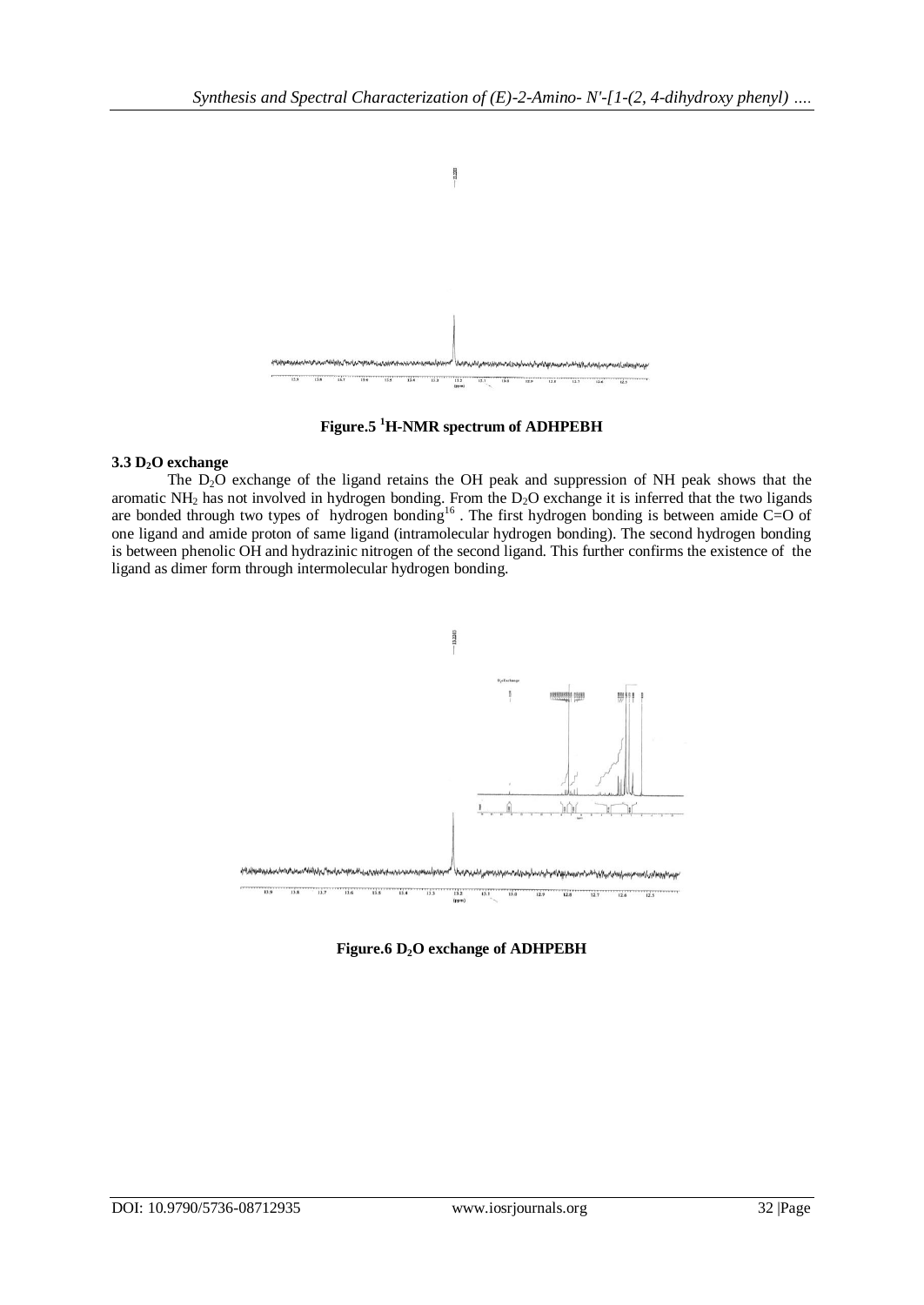Figure.5 $^{1}$H-NMR spectrum of ADHPEBH

### 3.3 $D_2O$ exchange

The $D_2O$ exchange of the ligand retains the OH peak and suppression of NH peak shows that the aromatic $NH_2$ has not involved in hydrogen bonding. From the $D_2O$ exchange it is inferred that the two ligands are bonded through two types of hydrogen bonding[16] . The first hydrogen bonding is between amide C=O of one ligand and amide proton of same ligand (intramolecular hydrogen bonding). The second hydrogen bonding is between phenolic OH and hydrazinic nitrogen of the second ligand. This further confirms the existence of the ligand as dimer form through intermolecular hydrogen bonding.

Figure.6 $D_2O$ exchange of ADHPEBH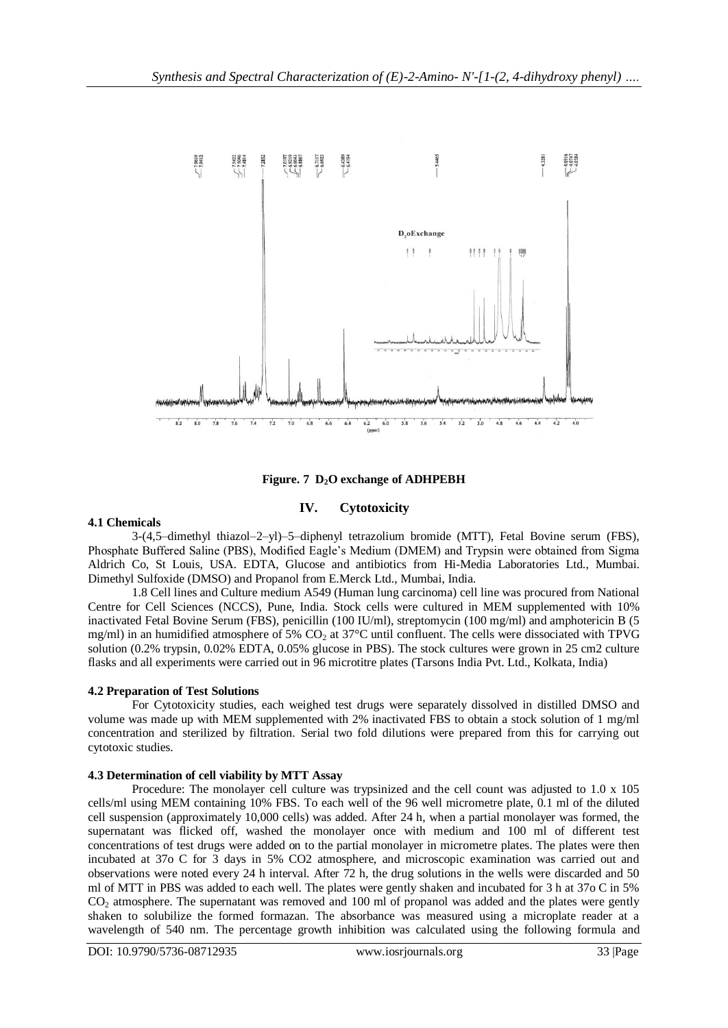**Figure. 7 $D_2O$ exchange of ADHPEBH**

## IV. Cytotoxicity

### 4.1 Chemicals

3-(4,5–dimethyl thiazol–2–yl)–5–diphenyl tetrazolium bromide (MTT), Fetal Bovine serum (FBS), Phosphate Buffered Saline (PBS), Modified Eagle's Medium (DMEM) and Trypsin were obtained from Sigma Aldrich Co, St Louis, USA. EDTA, Glucose and antibiotics from Hi-Media Laboratories Ltd., Mumbai. Dimethyl Sulfoxide (DMSO) and Propanol from E.Merck Ltd., Mumbai, India.

1.8 Cell lines and Culture medium A549 (Human lung carcinoma) cell line was procured from National Centre for Cell Sciences (NCCS), Pune, India. Stock cells were cultured in MEM supplemented with 10% inactivated Fetal Bovine Serum (FBS), penicillin (100 IU/ml), streptomycin (100 mg/ml) and amphotericin B (5 mg/ml) in an humidified atmosphere of 5% $CO_2$ at 37°C until confluent. The cells were dissociated with TPVG solution (0.2% trypsin, 0.02% EDTA, 0.05% glucose in PBS). The stock cultures were grown in 25 cm2 culture flasks and all experiments were carried out in 96 microtitre plates (Tarsons India Pvt. Ltd., Kolkata, India)

### 4.2 Preparation of Test Solutions

For Cytotoxicity studies, each weighed test drugs were separately dissolved in distilled DMSO and volume was made up with MEM supplemented with 2% inactivated FBS to obtain a stock solution of 1 mg/ml concentration and sterilized by filtration. Serial two fold dilutions were prepared from this for carrying out cytotoxic studies.

### 4.3 Determination of cell viability by MTT Assay

Procedure: The monolayer cell culture was trypsinized and the cell count was adjusted to 1.0 x 105 cells/ml using MEM containing 10% FBS. To each well of the 96 well micrometre plate, 0.1 ml of the diluted cell suspension (approximately 10,000 cells) was added. After 24 h, when a partial monolayer was formed, the supernatant was flicked off, washed the monolayer once with medium and 100 ml of different test concentrations of test drugs were added on to the partial monolayer in micrometre plates. The plates were then incubated at 37o C for 3 days in 5% CO2 atmosphere, and microscopic examination was carried out and observations were noted every 24 h interval. After 72 h, the drug solutions in the wells were discarded and 50 ml of MTT in PBS was added to each well. The plates were gently shaken and incubated for 3 h at 37o C in 5% $CO_2$ atmosphere. The supernatant was removed and 100 ml of propanol was added and the plates were gently shaken to solubilize the formed formazan. The absorbance was measured using a microplate reader at a wavelength of 540 nm. The percentage growth inhibition was calculated using the following formula and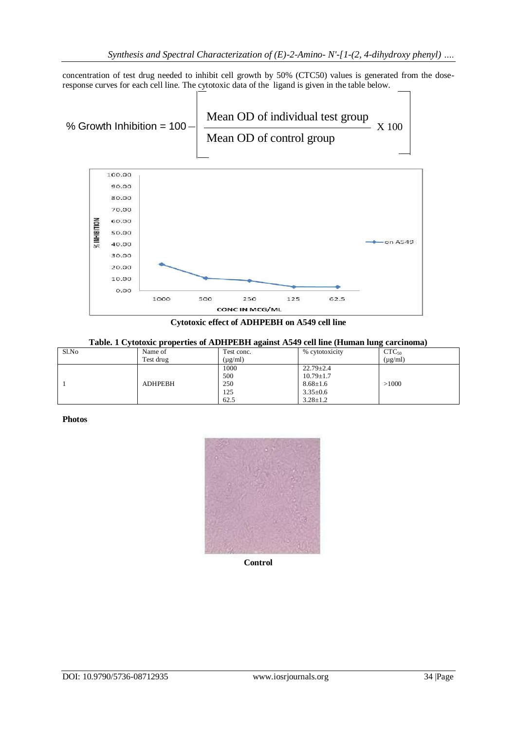concentration of test drug needed to inhibit cell growth by 50% (CTC50) values is generated from the dose-response curves for each cell line. The cytotoxic data of the ligand is given in the table below.

$$\% \text{ Growth Inhibition} = 100 - \left[ \frac{\text{Mean OD of individual test group}}{\text{Mean OD of control group}} \times 100 \right]$$

**Cytotoxic effect of ADHPEBH on A549 cell line**

**Table. 1 Cytotoxic properties of ADHPEBH against A549 cell line (Human lung carcinoma)**

| Sl.No | Name of Test drug | Test conc. (μg/ml) | % cytotoxicity | $CTC_{50}$ (μg/ml) |
|---|---|---|---|---|
| 1 | ADHPEBH | 1000 | 22.79±2.4 | >1000 |
| | | 500 | 10.79±1.7 | |
| | | 250 | 8.68±1.6 | |
| | | 125 | 3.35±0.6 | |
| | | 62.5 | 3.28±1.2 | |

**Photos**

**Control**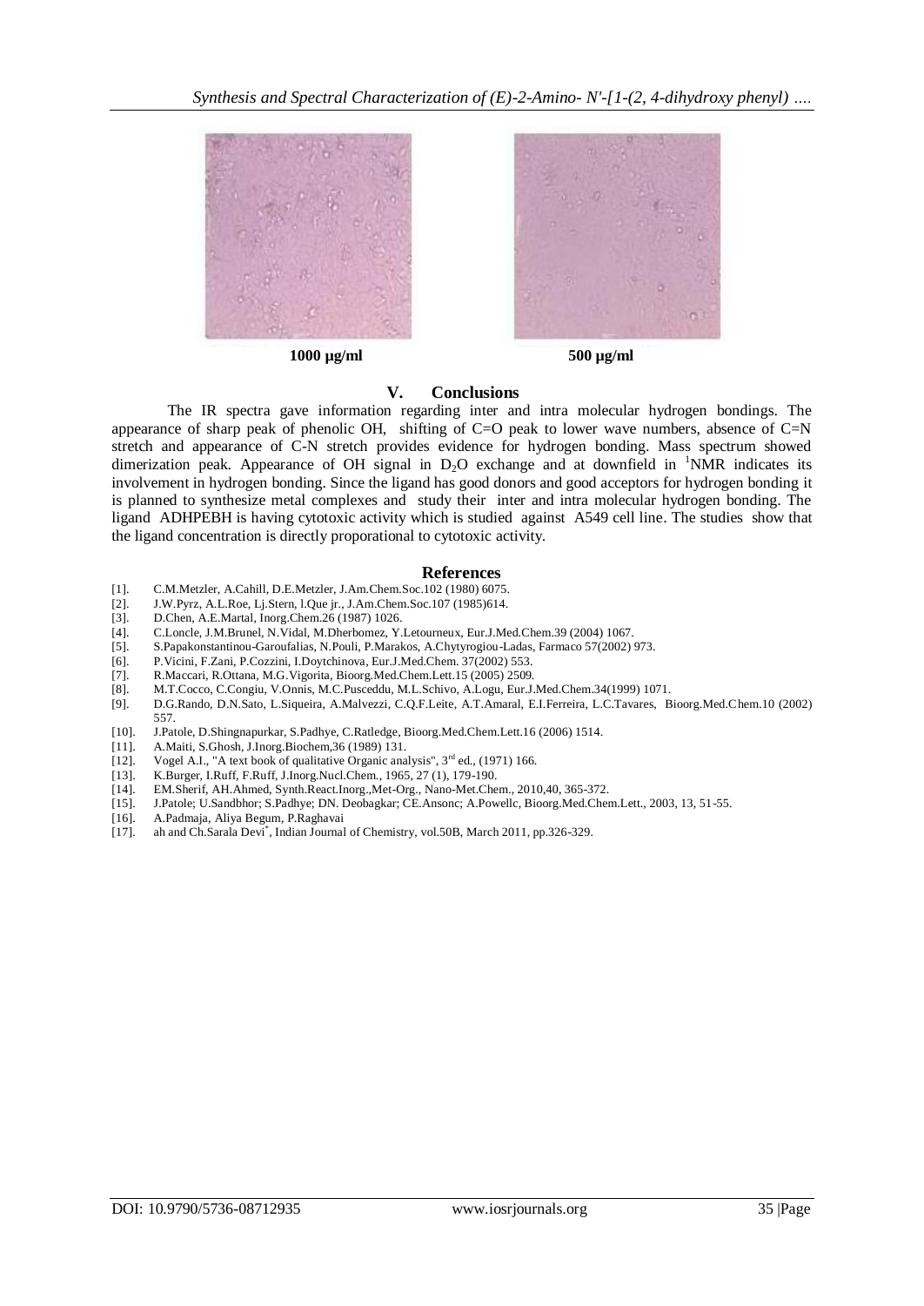1000 μg/ml

500 μg/ml

## V. Conclusions

The IR spectra gave information regarding inter and intra molecular hydrogen bondings. The appearance of sharp peak of phenolic OH, shifting of C=O peak to lower wave numbers, absence of C=N stretch and appearance of C-N stretch provides evidence for hydrogen bonding. Mass spectrum showed dimerization peak. Appearance of OH signal in $D_2O$ exchange and at downfield in $^1$NMR indicates its involvement in hydrogen bonding. Since the ligand has good donors and good acceptors for hydrogen bonding it is planned to synthesize metal complexes and study their inter and intra molecular hydrogen bonding. The ligand ADHPEBH is having cytotoxic activity which is studied against A549 cell line. The studies show that the ligand concentration is directly proporational to cytotoxic activity.

## References

[1]. C.M.Metzler, A.Cahill, D.E.Metzler, J.Am.Chem.Soc.102 (1980) 6075.
[2]. J.W.Pyrz, A.L.Roe, Lj.Stern, l.Que jr., J.Am.Chem.Soc.107 (1985)614.
[3]. D.Chen, A.E.Martal, Inorg.Chem.26 (1987) 1026.
[4]. C.Loncle, J.M.Brunel, N.Vidal, M.Dherbomez, Y.Letourneux, Eur.J.Med.Chem.39 (2004) 1067.
[5]. S.Papakonstantinou-Garoufalias, N.Pouli, P.Marakos, A.Chytyrogiou-Ladas, Farmaco 57(2002) 973.
[6]. P.Vicini, F.Zani, P.Cozzini, I.Doytchinova, Eur.J.Med.Chem. 37(2002) 553.
[7]. R.Maccari, R.Ottana, M.G.Vigorita, Bioorg.Med.Chem.Lett.15 (2005) 2509.
[8]. M.T.Cocco, C.Congiu, V.Onnis, M.C.Pusceddu, M.L.Schivo, A.Logu, Eur.J.Med.Chem.34(1999) 1071.
[9]. D.G.Rando, D.N.Sato, L.Siqueira, A.Malvezzi, C.Q.F.Leite, A.T.Amaral, E.I.Ferreira, L.C.Tavares, Bioorg.Med.Chem.10 (2002) 557.
[10]. J.Patole, D.Shingnapurkar, S.Padhye, C.Ratledge, Bioorg.Med.Chem.Lett.16 (2006) 1514.
[11]. A.Maiti, S.Ghosh, J.Inorg.Biochem,36 (1989) 131.
[12]. Vogel A.I., "A text book of qualitative Organic analysis", 3rd ed., (1971) 166.
[13]. K.Burger, I.Ruff, F.Ruff, J.Inorg.Nucl.Chem., 1965, 27 (1), 179-190.
[14]. EM.Sherif, AH.Ahmed, Synth.React.Inorg.,Met-Org., Nano-Met.Chem., 2010,40, 365-372.
[15]. J.Patole; U.Sandbhor; S.Padhye; DN. Deobagkar; CE.Ansonc; A.Powellc, Bioorg.Med.Chem.Lett., 2003, 13, 51-55.
[16]. A.Padmaja, Aliya Begum, P.Raghavai
[17]. ah and Ch.Sarala Devi*, Indian Journal of Chemistry, vol.50B, March 2011, pp.326-329.